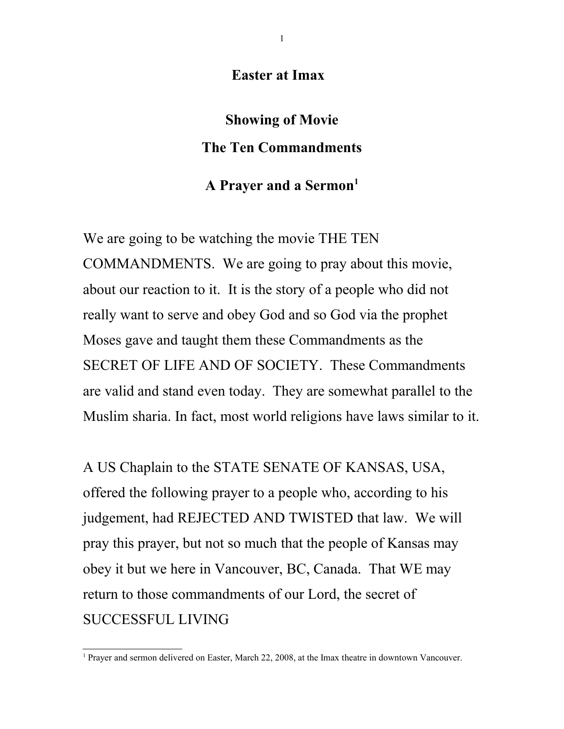# Easter at Imax

## Showing of Movie

## The Ten Commandments

## A Prayer and a Sermon[1]

We are going to be watching the movie THE TEN COMMANDMENTS. We are going to pray about this movie, about our reaction to it. It is the story of a people who did not really want to serve and obey God and so God via the prophet Moses gave and taught them these Commandments as the SECRET OF LIFE AND OF SOCIETY. These Commandments are valid and stand even today. They are somewhat parallel to the Muslim sharia. In fact, most world religions have laws similar to it.

A US Chaplain to the STATE SENATE OF KANSAS, USA, offered the following prayer to a people who, according to his judgement, had REJECTED AND TWISTED that law. We will pray this prayer, but not so much that the people of Kansas may obey it but we here in Vancouver, BC, Canada. That WE may return to those commandments of our Lord, the secret of SUCCESSFUL LIVING

[1] Prayer and sermon delivered on Easter, March 22, 2008, at the Imax theatre in downtown Vancouver.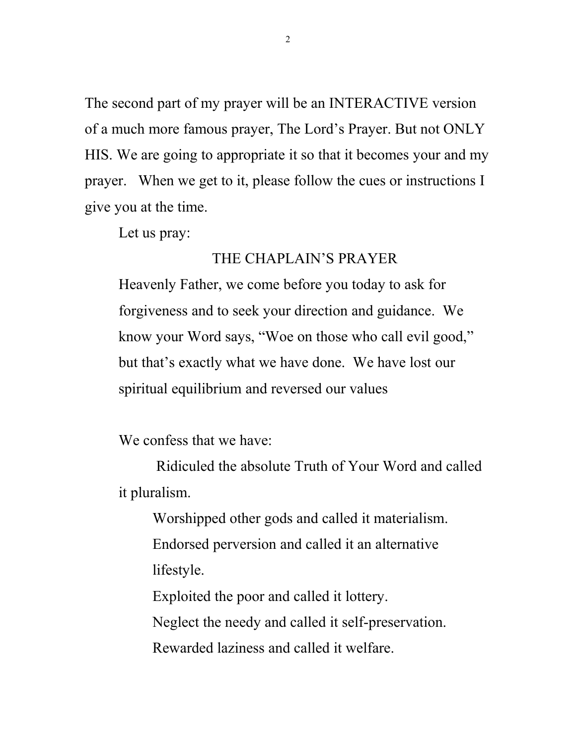The second part of my prayer will be an INTERACTIVE version of a much more famous prayer, The Lord's Prayer. But not ONLY HIS. We are going to appropriate it so that it becomes your and my prayer. When we get to it, please follow the cues or instructions I give you at the time.

Let us pray:

THE CHAPLAIN'S PRAYER

Heavenly Father, we come before you today to ask for forgiveness and to seek your direction and guidance. We know your Word says, "Woe on those who call evil good," but that's exactly what we have done. We have lost our spiritual equilibrium and reversed our values

We confess that we have:

Ridiculed the absolute Truth of Your Word and called it pluralism.

Worshipped other gods and called it materialism.

Endorsed perversion and called it an alternative lifestyle.

Exploited the poor and called it lottery.

Neglect the needy and called it self-preservation.

Rewarded laziness and called it welfare.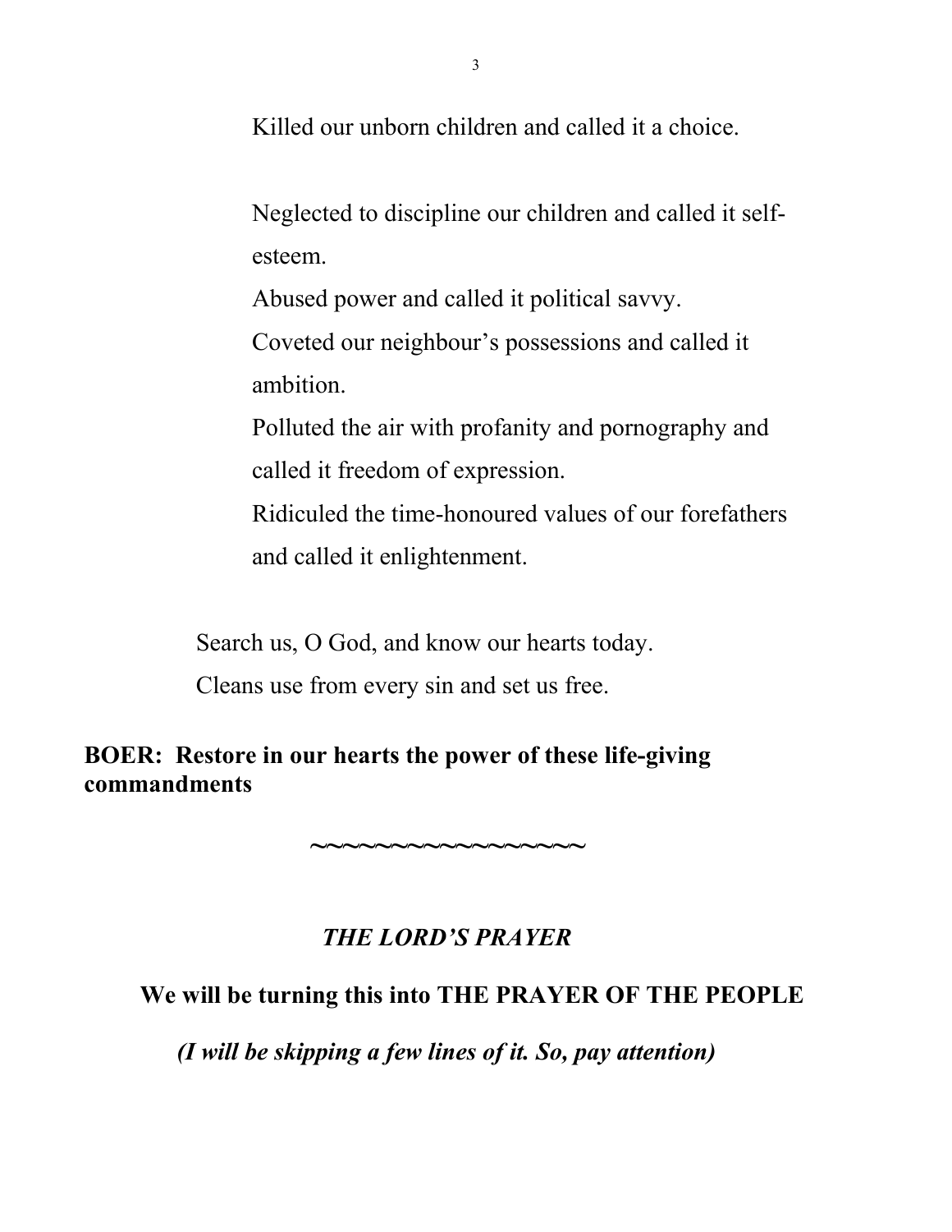Killed our unborn children and called it a choice.

Neglected to discipline our children and called it self-esteem.
Abused power and called it political savvy.
Coveted our neighbour's possessions and called it ambition.
Polluted the air with profanity and pornography and called it freedom of expression.
Ridiculed the time-honoured values of our forefathers and called it enlightenment.

Search us, O God, and know our hearts today.
Cleans use from every sin and set us free.

**BOER: Restore in our hearts the power of these life-giving commandments**

**~~~~~~~~~~~~~~~~~~**

***THE LORD'S PRAYER***

**We will be turning this into THE PRAYER OF THE PEOPLE**

***(I will be skipping a few lines of it. So, pay attention)***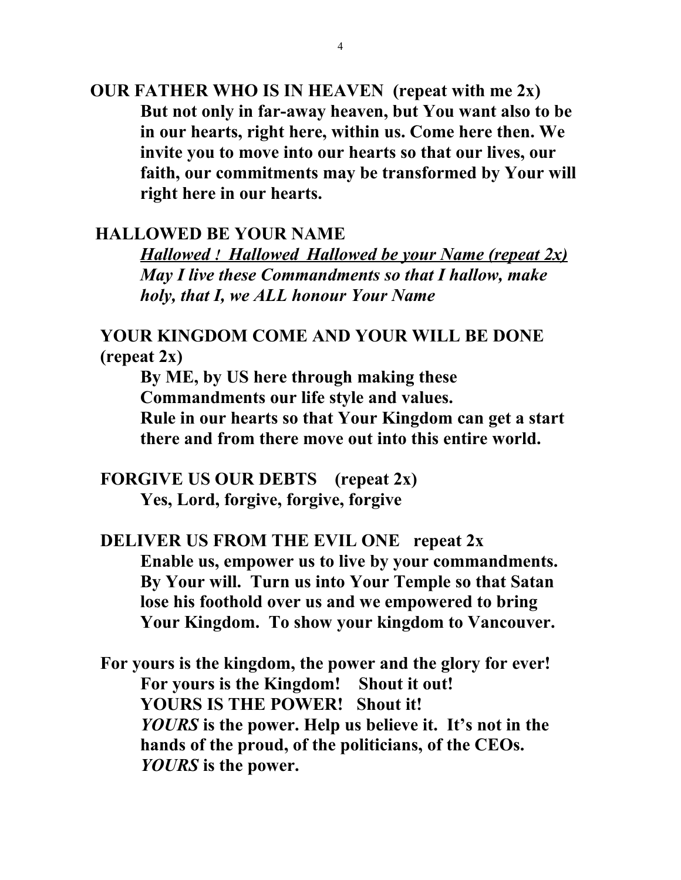**OUR FATHER WHO IS IN HEAVEN (repeat with me 2x)**

**But not only in far-away heaven, but You want also to be in our hearts, right here, within us. Come here then. We invite you to move into our hearts so that our lives, our faith, our commitments may be transformed by Your will right here in our hearts.**

**HALLOWED BE YOUR NAME**

***<u>Hallowed ! Hallowed Hallowed be your Name (repeat 2x)</u>***

***May I live these Commandments so that I hallow, make holy, that I, we ALL honour Your Name***

**YOUR KINGDOM COME AND YOUR WILL BE DONE (repeat 2x)**

**By ME, by US here through making these Commandments our life style and values.**

**Rule in our hearts so that Your Kingdom can get a start there and from there move out into this entire world.**

**FORGIVE US OUR DEBTS (repeat 2x)**

**Yes, Lord, forgive, forgive, forgive**

**DELIVER US FROM THE EVIL ONE repeat 2x**

**Enable us, empower us to live by your commandments. By Your will. Turn us into Your Temple so that Satan lose his foothold over us and we empowered to bring Your Kingdom. To show your kingdom to Vancouver.**

**For yours is the kingdom, the power and the glory for ever!**

**For yours is the Kingdom! Shout it out!**

**YOURS IS THE POWER! Shout it!**

***YOURS* is the power. Help us believe it. It's not in the hands of the proud, of the politicians, of the CEOs.**

***YOURS* is the power.**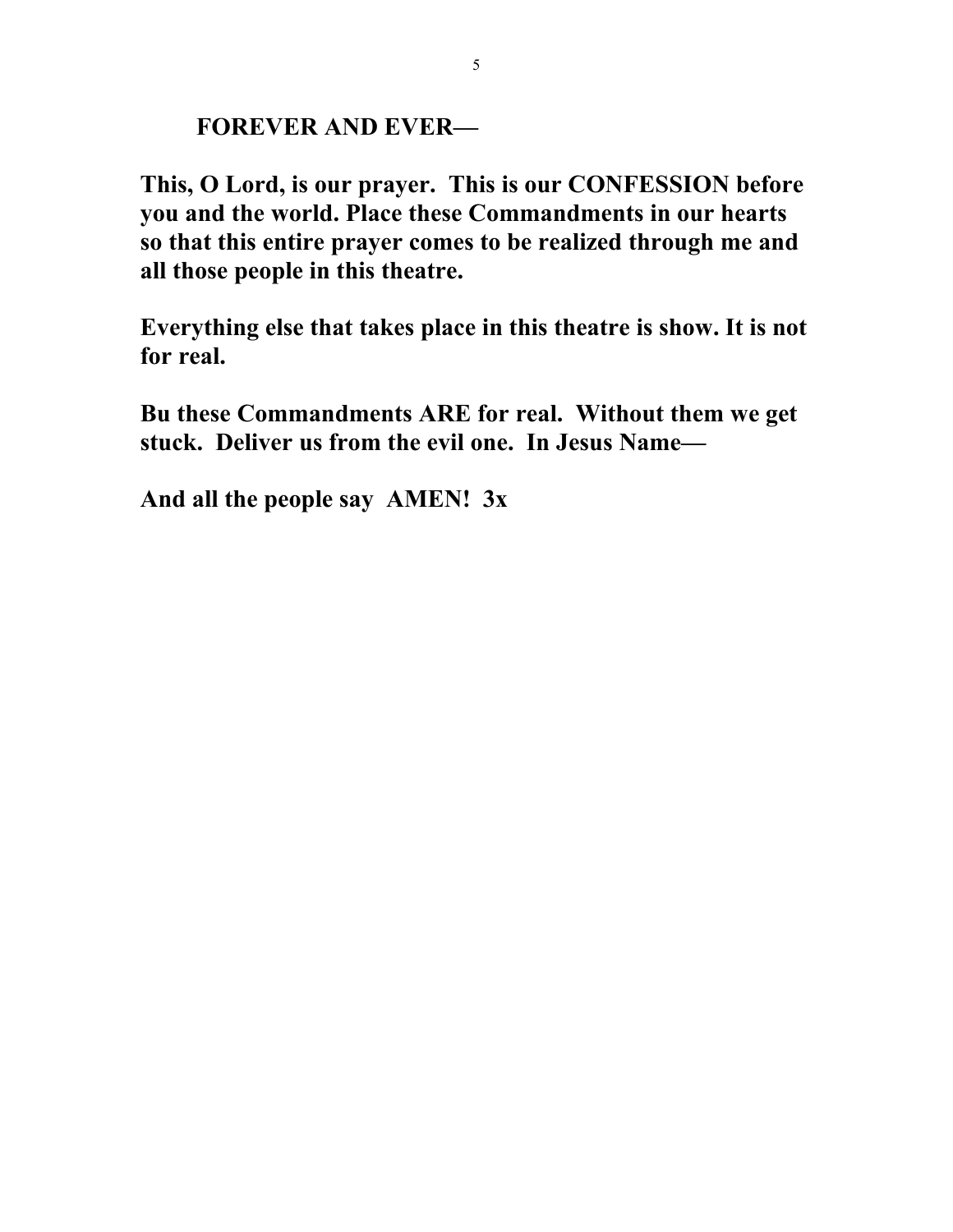**FOREVER AND EVER—**

**This, O Lord, is our prayer. This is our CONFESSION before you and the world. Place these Commandments in our hearts so that this entire prayer comes to be realized through me and all those people in this theatre.**

**Everything else that takes place in this theatre is show. It is not for real.**

**Bu these Commandments ARE for real. Without them we get stuck. Deliver us from the evil one. In Jesus Name—**

**And all the people say AMEN! 3x**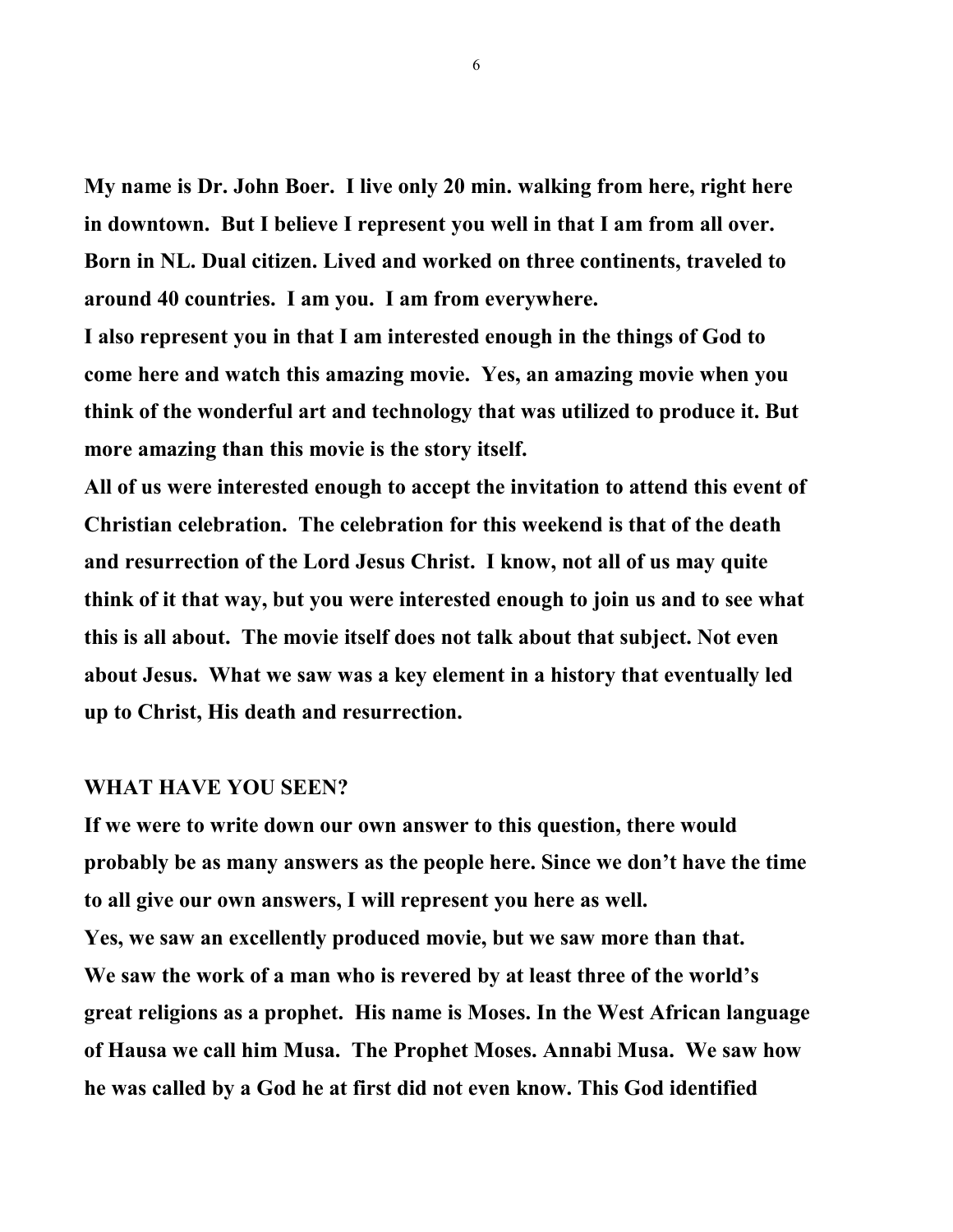**My name is Dr. John Boer. I live only 20 min. walking from here, right here in downtown. But I believe I represent you well in that I am from all over. Born in NL. Dual citizen. Lived and worked on three continents, traveled to around 40 countries. I am you. I am from everywhere.**

**I also represent you in that I am interested enough in the things of God to come here and watch this amazing movie. Yes, an amazing movie when you think of the wonderful art and technology that was utilized to produce it. But more amazing than this movie is the story itself.**

**All of us were interested enough to accept the invitation to attend this event of Christian celebration. The celebration for this weekend is that of the death and resurrection of the Lord Jesus Christ. I know, not all of us may quite think of it that way, but you were interested enough to join us and to see what this is all about. The movie itself does not talk about that subject. Not even about Jesus. What we saw was a key element in a history that eventually led up to Christ, His death and resurrection.**

**WHAT HAVE YOU SEEN?**

**If we were to write down our own answer to this question, there would probably be as many answers as the people here. Since we don't have the time to all give our own answers, I will represent you here as well.**

**Yes, we saw an excellently produced movie, but we saw more than that. We saw the work of a man who is revered by at least three of the world's great religions as a prophet. His name is Moses. In the West African language of Hausa we call him Musa. The Prophet Moses. Annabi Musa. We saw how he was called by a God he at first did not even know. This God identified**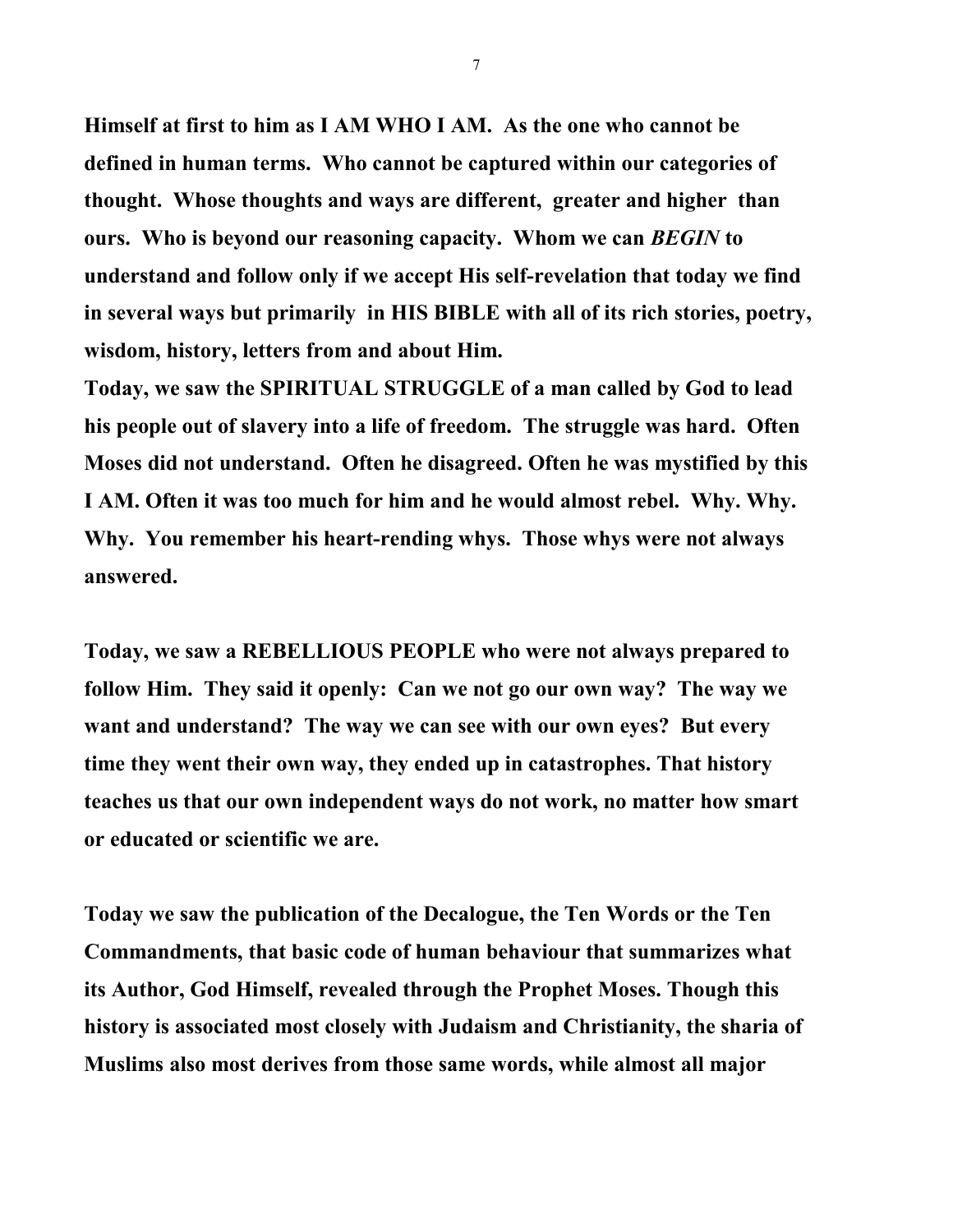**Himself at first to him as I AM WHO I AM. As the one who cannot be defined in human terms. Who cannot be captured within our categories of thought. Whose thoughts and ways are different, greater and higher than ours. Who is beyond our reasoning capacity. Whom we can *BEGIN* to understand and follow only if we accept His self-revelation that today we find in several ways but primarily in HIS BIBLE with all of its rich stories, poetry, wisdom, history, letters from and about Him.**

**Today, we saw the SPIRITUAL STRUGGLE of a man called by God to lead his people out of slavery into a life of freedom. The struggle was hard. Often Moses did not understand. Often he disagreed. Often he was mystified by this I AM. Often it was too much for him and he would almost rebel. Why. Why. Why. You remember his heart-rending whys. Those whys were not always answered.**

**Today, we saw a REBELLIOUS PEOPLE who were not always prepared to follow Him. They said it openly: Can we not go our own way? The way we want and understand? The way we can see with our own eyes? But every time they went their own way, they ended up in catastrophes. That history teaches us that our own independent ways do not work, no matter how smart or educated or scientific we are.**

**Today we saw the publication of the Decalogue, the Ten Words or the Ten Commandments, that basic code of human behaviour that summarizes what its Author, God Himself, revealed through the Prophet Moses. Though this history is associated most closely with Judaism and Christianity, the sharia of Muslims also most derives from those same words, while almost all major**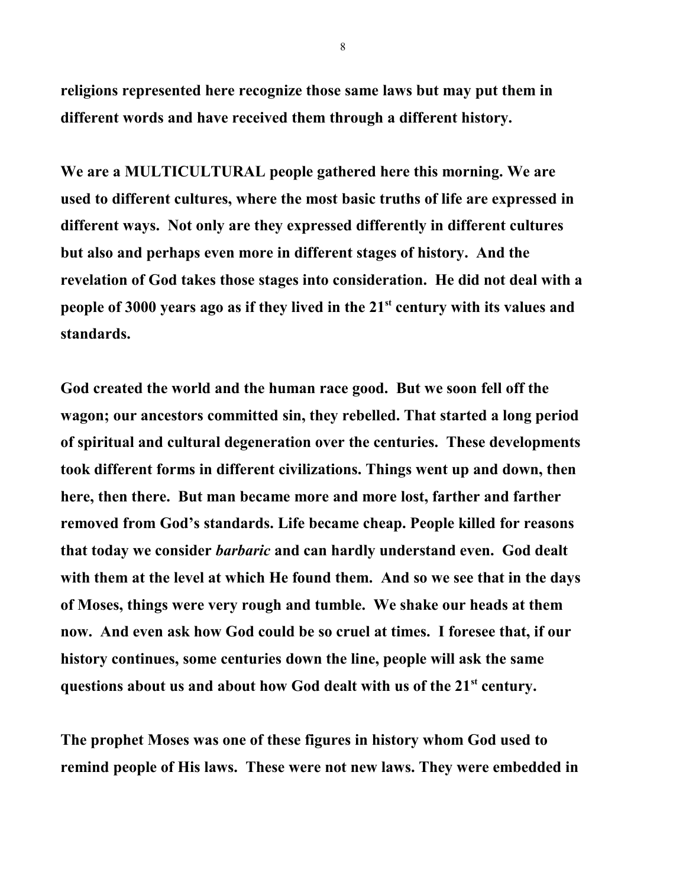**religions represented here recognize those same laws but may put them in different words and have received them through a different history.**

**We are a MULTICULTURAL people gathered here this morning. We are used to different cultures, where the most basic truths of life are expressed in different ways. Not only are they expressed differently in different cultures but also and perhaps even more in different stages of history. And the revelation of God takes those stages into consideration. He did not deal with a people of 3000 years ago as if they lived in the 21st century with its values and standards.**

**God created the world and the human race good. But we soon fell off the wagon; our ancestors committed sin, they rebelled. That started a long period of spiritual and cultural degeneration over the centuries. These developments took different forms in different civilizations. Things went up and down, then here, then there. But man became more and more lost, farther and farther removed from God's standards. Life became cheap. People killed for reasons that today we consider *barbaric* and can hardly understand even. God dealt with them at the level at which He found them. And so we see that in the days of Moses, things were very rough and tumble. We shake our heads at them now. And even ask how God could be so cruel at times. I foresee that, if our history continues, some centuries down the line, people will ask the same questions about us and about how God dealt with us of the 21st century.**

**The prophet Moses was one of these figures in history whom God used to remind people of His laws. These were not new laws. They were embedded in**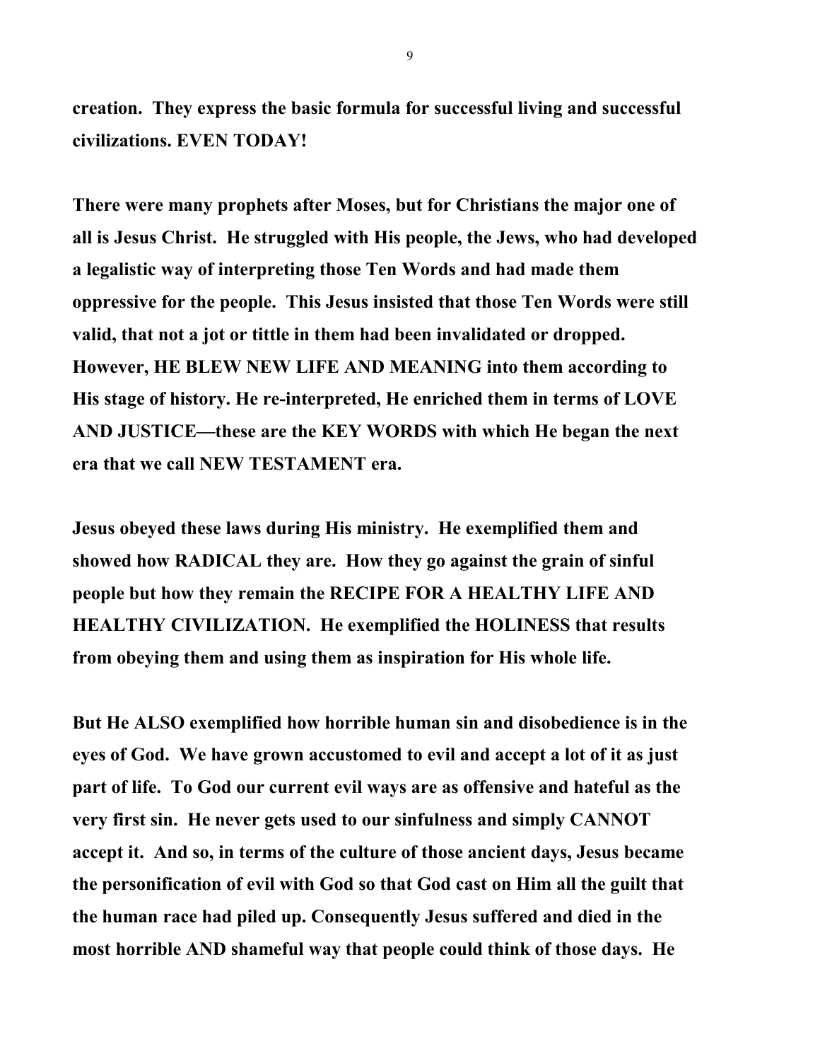**creation. They express the basic formula for successful living and successful civilizations. EVEN TODAY!**

**There were many prophets after Moses, but for Christians the major one of all is Jesus Christ. He struggled with His people, the Jews, who had developed a legalistic way of interpreting those Ten Words and had made them oppressive for the people. This Jesus insisted that those Ten Words were still valid, that not a jot or tittle in them had been invalidated or dropped. However, HE BLEW NEW LIFE AND MEANING into them according to His stage of history. He re-interpreted, He enriched them in terms of LOVE AND JUSTICE—these are the KEY WORDS with which He began the next era that we call NEW TESTAMENT era.**

**Jesus obeyed these laws during His ministry. He exemplified them and showed how RADICAL they are. How they go against the grain of sinful people but how they remain the RECIPE FOR A HEALTHY LIFE AND HEALTHY CIVILIZATION. He exemplified the HOLINESS that results from obeying them and using them as inspiration for His whole life.**

**But He ALSO exemplified how horrible human sin and disobedience is in the eyes of God. We have grown accustomed to evil and accept a lot of it as just part of life. To God our current evil ways are as offensive and hateful as the very first sin. He never gets used to our sinfulness and simply CANNOT accept it. And so, in terms of the culture of those ancient days, Jesus became the personification of evil with God so that God cast on Him all the guilt that the human race had piled up. Consequently Jesus suffered and died in the most horrible AND shameful way that people could think of those days. He**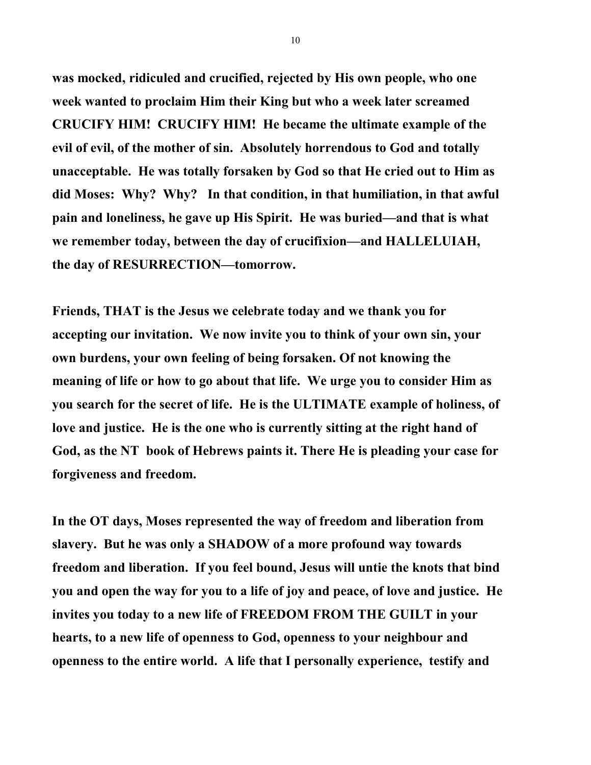**was mocked, ridiculed and crucified, rejected by His own people, who one week wanted to proclaim Him their King but who a week later screamed CRUCIFY HIM! CRUCIFY HIM! He became the ultimate example of the evil of evil, of the mother of sin. Absolutely horrendous to God and totally unacceptable. He was totally forsaken by God so that He cried out to Him as did Moses: Why? Why? In that condition, in that humiliation, in that awful pain and loneliness, he gave up His Spirit. He was buried—and that is what we remember today, between the day of crucifixion—and HALLELUIAH, the day of RESURRECTION—tomorrow.**

**Friends, THAT is the Jesus we celebrate today and we thank you for accepting our invitation. We now invite you to think of your own sin, your own burdens, your own feeling of being forsaken. Of not knowing the meaning of life or how to go about that life. We urge you to consider Him as you search for the secret of life. He is the ULTIMATE example of holiness, of love and justice. He is the one who is currently sitting at the right hand of God, as the NT book of Hebrews paints it. There He is pleading your case for forgiveness and freedom.**

**In the OT days, Moses represented the way of freedom and liberation from slavery. But he was only a SHADOW of a more profound way towards freedom and liberation. If you feel bound, Jesus will untie the knots that bind you and open the way for you to a life of joy and peace, of love and justice. He invites you today to a new life of FREEDOM FROM THE GUILT in your hearts, to a new life of openness to God, openness to your neighbour and openness to the entire world. A life that I personally experience, testify and**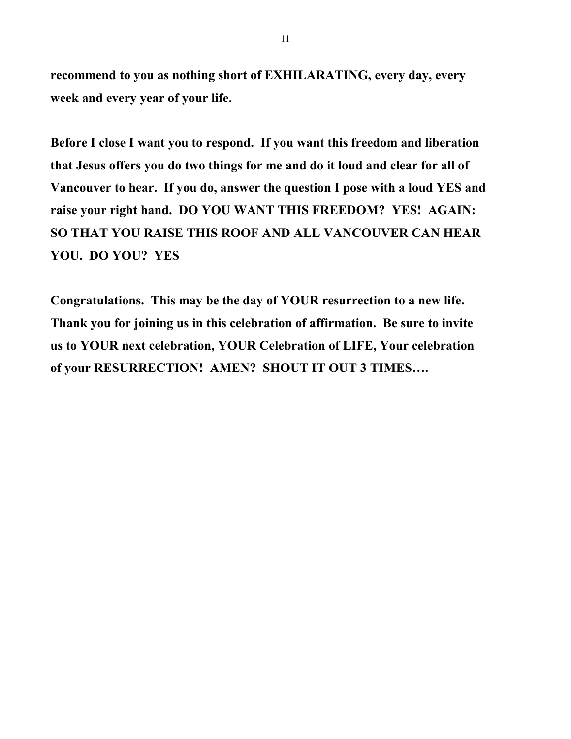**recommend to you as nothing short of EXHILARATING, every day, every week and every year of your life.**

**Before I close I want you to respond. If you want this freedom and liberation that Jesus offers you do two things for me and do it loud and clear for all of Vancouver to hear. If you do, answer the question I pose with a loud YES and raise your right hand. DO YOU WANT THIS FREEDOM? YES! AGAIN: SO THAT YOU RAISE THIS ROOF AND ALL VANCOUVER CAN HEAR YOU. DO YOU? YES**

**Congratulations. This may be the day of YOUR resurrection to a new life. Thank you for joining us in this celebration of affirmation. Be sure to invite us to YOUR next celebration, YOUR Celebration of LIFE, Your celebration of your RESURRECTION! AMEN? SHOUT IT OUT 3 TIMES….**